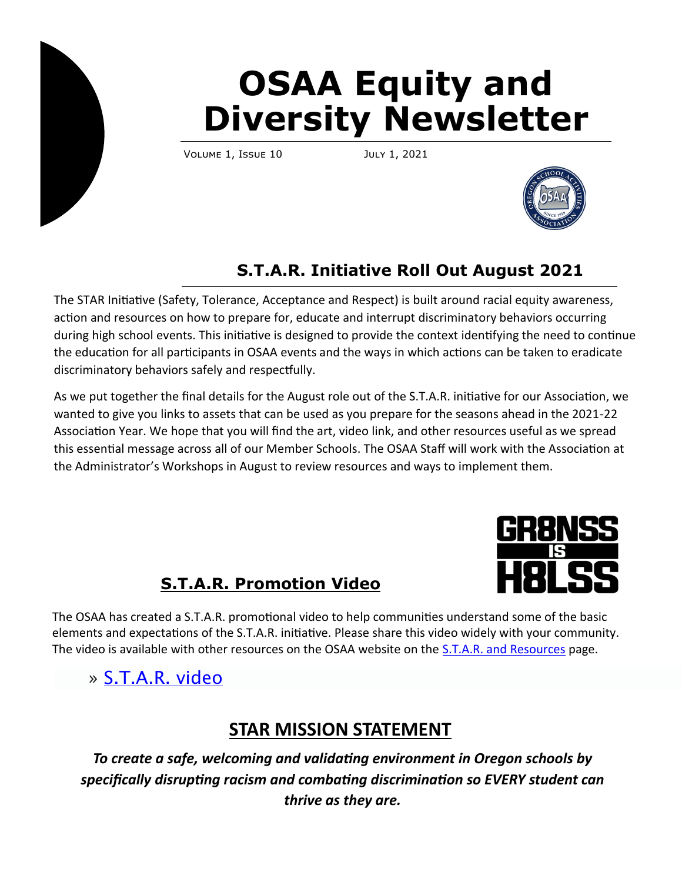# OSAA Equity and Diversity Newsletter

Volume 1, Issue 10 July 1, 2021

## S.T.A.R. Initiative Roll Out August 2021

The STAR Initiative (Safety, Tolerance, Acceptance and Respect) is built around racial equity awareness, action and resources on how to prepare for, educate and interrupt discriminatory behaviors occurring during high school events. This initiative is designed to provide the context identifying the need to continue the education for all participants in OSAA events and the ways in which actions can be taken to eradicate discriminatory behaviors safely and respectfully.

As we put together the final details for the August role out of the S.T.A.R. initiative for our Association, we wanted to give you links to assets that can be used as you prepare for the seasons ahead in the 2021-22 Association Year. We hope that you will find the art, video link, and other resources useful as we spread this essential message across all of our Member Schools. The OSAA Staff will work with the Association at the Administrator's Workshops in August to review resources and ways to implement them.

GR8NSS IS H8LSS

## S.T.A.R. Promotion Video

The OSAA has created a S.T.A.R. promotional video to help communities understand some of the basic elements and expectations of the S.T.A.R. initiative. Please share this video widely with your community. The video is available with other resources on the OSAA website on the S.T.A.R. and Resources page.

» S.T.A.R. video

## STAR MISSION STATEMENT

***To create a safe, welcoming and validating environment in Oregon schools by specifically disrupting racism and combating discrimination so EVERY student can thrive as they are.***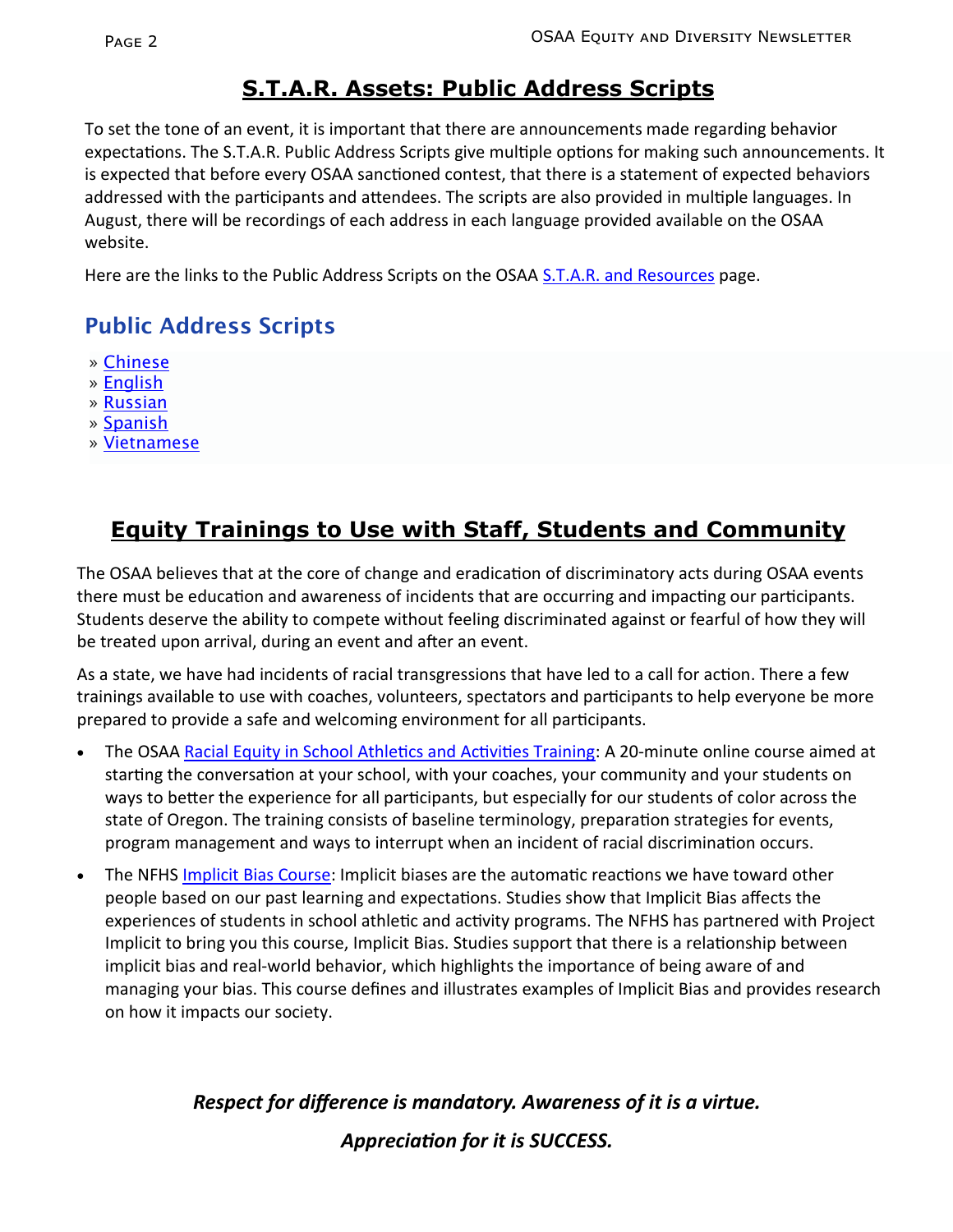## S.T.A.R. Assets: Public Address Scripts

To set the tone of an event, it is important that there are announcements made regarding behavior expectations. The S.T.A.R. Public Address Scripts give multiple options for making such announcements. It is expected that before every OSAA sanctioned contest, that there is a statement of expected behaviors addressed with the participants and attendees. The scripts are also provided in multiple languages. In August, there will be recordings of each address in each language provided available on the OSAA website.

Here are the links to the Public Address Scripts on the OSAA S.T.A.R. and Resources page.

### Public Address Scripts

» Chinese
» English
» Russian
» Spanish
» Vietnamese

## Equity Trainings to Use with Staff, Students and Community

The OSAA believes that at the core of change and eradication of discriminatory acts during OSAA events there must be education and awareness of incidents that are occurring and impacting our participants. Students deserve the ability to compete without feeling discriminated against or fearful of how they will be treated upon arrival, during an event and after an event.

As a state, we have had incidents of racial transgressions that have led to a call for action. There a few trainings available to use with coaches, volunteers, spectators and participants to help everyone be more prepared to provide a safe and welcoming environment for all participants.

- The OSAA Racial Equity in School Athletics and Activities Training: A 20-minute online course aimed at starting the conversation at your school, with your coaches, your community and your students on ways to better the experience for all participants, but especially for our students of color across the state of Oregon. The training consists of baseline terminology, preparation strategies for events, program management and ways to interrupt when an incident of racial discrimination occurs.
- The NFHS Implicit Bias Course: Implicit biases are the automatic reactions we have toward other people based on our past learning and expectations. Studies show that Implicit Bias affects the experiences of students in school athletic and activity programs. The NFHS has partnered with Project Implicit to bring you this course, Implicit Bias. Studies support that there is a relationship between implicit bias and real-world behavior, which highlights the importance of being aware of and managing your bias. This course defines and illustrates examples of Implicit Bias and provides research on how it impacts our society.

***Respect for difference is mandatory. Awareness of it is a virtue.***

***Appreciation for it is SUCCESS.***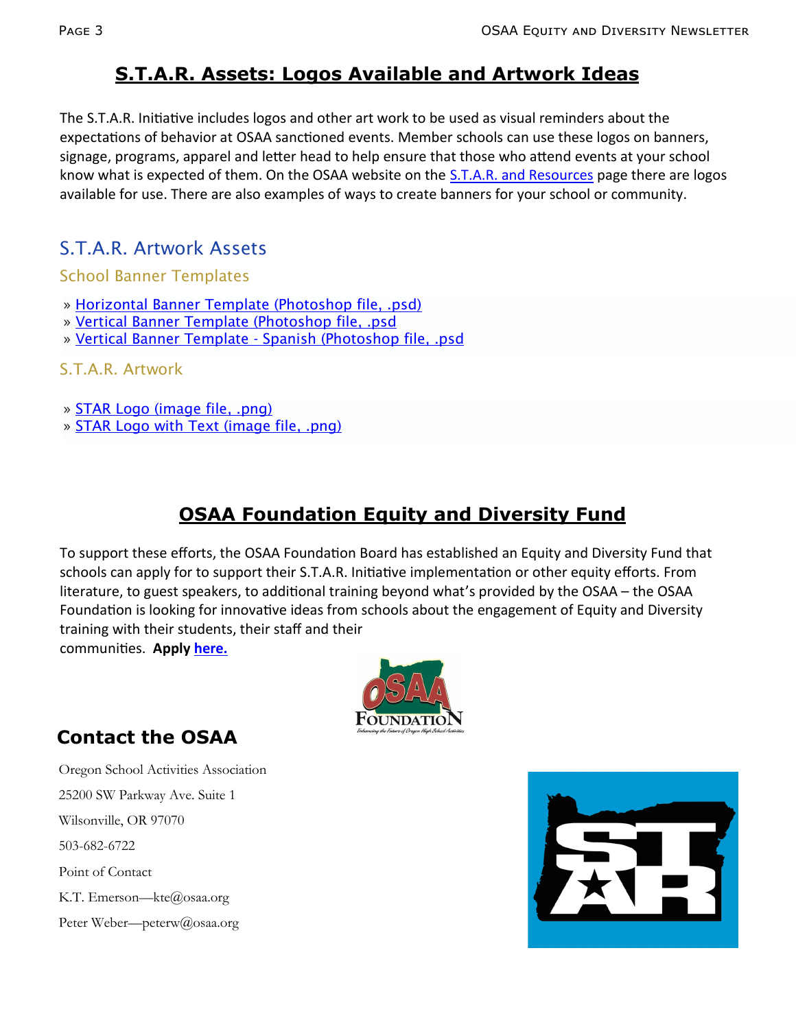## S.T.A.R. Assets: Logos Available and Artwork Ideas

The S.T.A.R. Initiative includes logos and other art work to be used as visual reminders about the expectations of behavior at OSAA sanctioned events. Member schools can use these logos on banners, signage, programs, apparel and letter head to help ensure that those who attend events at your school know what is expected of them. On the OSAA website on the S.T.A.R. and Resources page there are logos available for use. There are also examples of ways to create banners for your school or community.

### S.T.A.R. Artwork Assets

#### School Banner Templates

» Horizontal Banner Template (Photoshop file, .psd)
» Vertical Banner Template (Photoshop file, .psd
» Vertical Banner Template - Spanish (Photoshop file, .psd

#### S.T.A.R. Artwork

» STAR Logo (image file, .png)
» STAR Logo with Text (image file, .png)

## OSAA Foundation Equity and Diversity Fund

To support these efforts, the OSAA Foundation Board has established an Equity and Diversity Fund that schools can apply for to support their S.T.A.R. Initiative implementation or other equity efforts. From literature, to guest speakers, to additional training beyond what's provided by the OSAA – the OSAA Foundation is looking for innovative ideas from schools about the engagement of Equity and Diversity training with their students, their staff and their communities. **Apply here.**

## Contact the OSAA

Oregon School Activities Association

25200 SW Parkway Ave. Suite 1

Wilsonville, OR 97070

503-682-6722

Point of Contact

K.T. Emerson—kte@osaa.org

Peter Weber—peterw@osaa.org